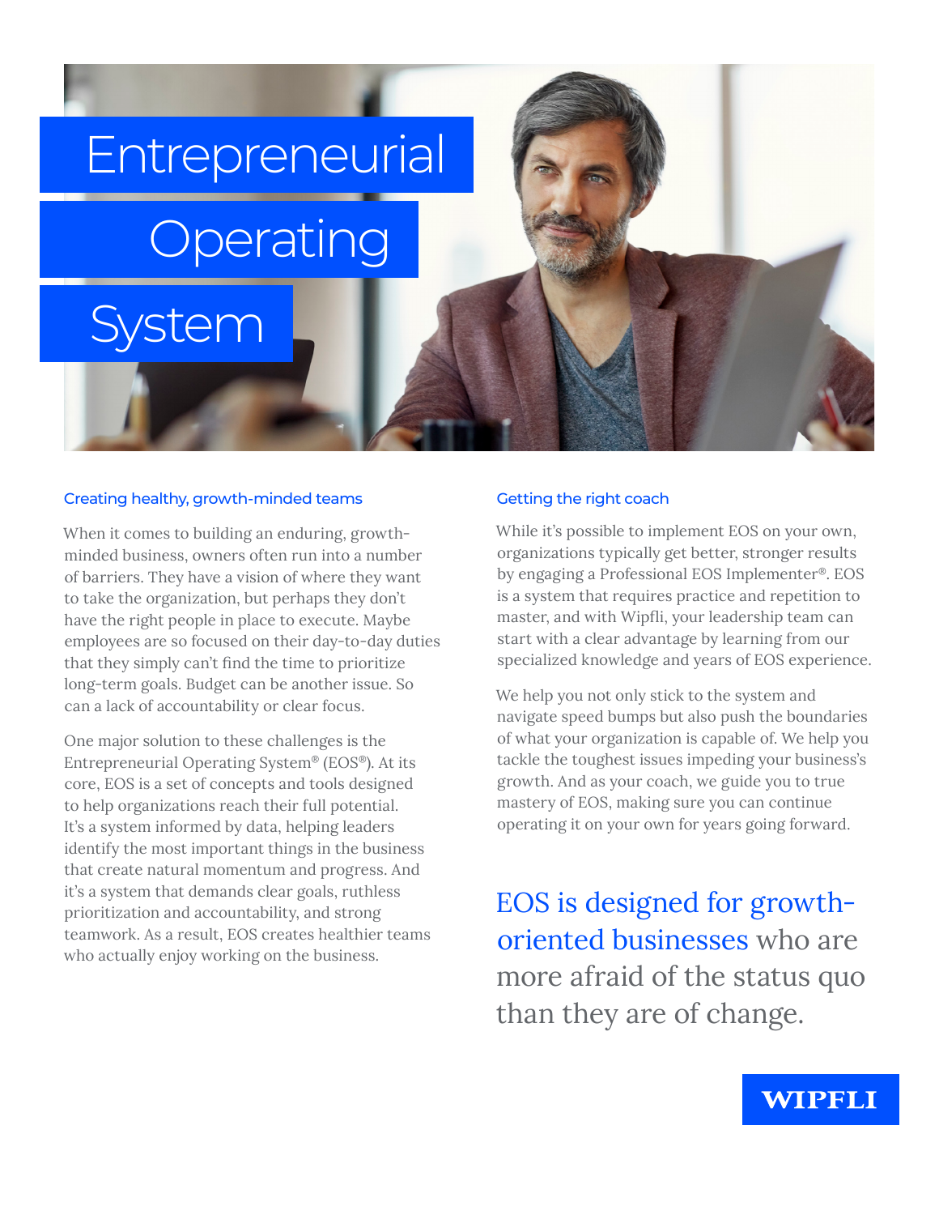# Entrepreneurial Operating System

## Creating healthy, growth-minded teams

When it comes to building an enduring, growth-minded business, owners often run into a number of barriers. They have a vision of where they want to take the organization, but perhaps they don't have the right people in place to execute. Maybe employees are so focused on their day-to-day duties that they simply can't find the time to prioritize long-term goals. Budget can be another issue. So can a lack of accountability or clear focus.

One major solution to these challenges is the Entrepreneurial Operating System® (EOS®). At its core, EOS is a set of concepts and tools designed to help organizations reach their full potential. It's a system informed by data, helping leaders identify the most important things in the business that create natural momentum and progress. And it's a system that demands clear goals, ruthless prioritization and accountability, and strong teamwork. As a result, EOS creates healthier teams who actually enjoy working on the business.

## Getting the right coach

While it's possible to implement EOS on your own, organizations typically get better, stronger results by engaging a Professional EOS Implementer®. EOS is a system that requires practice and repetition to master, and with Wipfli, your leadership team can start with a clear advantage by learning from our specialized knowledge and years of EOS experience.

We help you not only stick to the system and navigate speed bumps but also push the boundaries of what your organization is capable of. We help you tackle the toughest issues impeding your business's growth. And as your coach, we guide you to true mastery of EOS, making sure you can continue operating it on your own for years going forward.

EOS is designed for growth-oriented businesses who are more afraid of the status quo than they are of change.

WIPFLI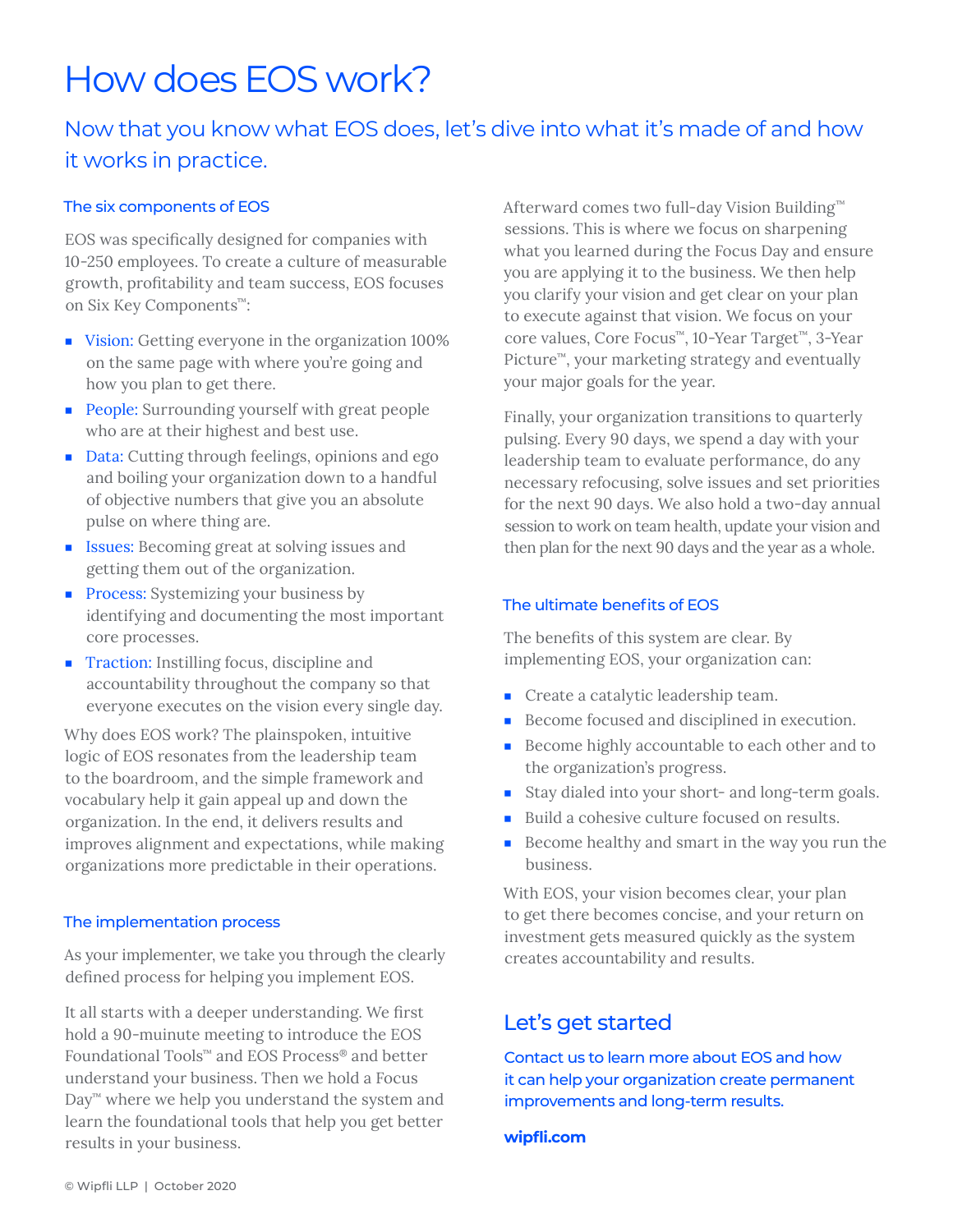# How does EOS work?

## Now that you know what EOS does, let's dive into what it's made of and how it works in practice.

### The six components of EOS

EOS was specifically designed for companies with 10-250 employees. To create a culture of measurable growth, profitability and team success, EOS focuses on Six Key Components™:

- Vision: Getting everyone in the organization 100% on the same page with where you're going and how you plan to get there.
- People: Surrounding yourself with great people who are at their highest and best use.
- Data: Cutting through feelings, opinions and ego and boiling your organization down to a handful of objective numbers that give you an absolute pulse on where thing are.
- Issues: Becoming great at solving issues and getting them out of the organization.
- Process: Systemizing your business by identifying and documenting the most important core processes.
- Traction: Instilling focus, discipline and accountability throughout the company so that everyone executes on the vision every single day.

Why does EOS work? The plainspoken, intuitive logic of EOS resonates from the leadership team to the boardroom, and the simple framework and vocabulary help it gain appeal up and down the organization. In the end, it delivers results and improves alignment and expectations, while making organizations more predictable in their operations.

### The implementation process

As your implementer, we take you through the clearly defined process for helping you implement EOS.

It all starts with a deeper understanding. We first hold a 90-muinute meeting to introduce the EOS Foundational Tools™ and EOS Process® and better understand your business. Then we hold a Focus Day™ where we help you understand the system and learn the foundational tools that help you get better results in your business.

Afterward comes two full-day Vision Building™ sessions. This is where we focus on sharpening what you learned during the Focus Day and ensure you are applying it to the business. We then help you clarify your vision and get clear on your plan to execute against that vision. We focus on your core values, Core Focus™, 10-Year Target™, 3-Year Picture™, your marketing strategy and eventually your major goals for the year.

Finally, your organization transitions to quarterly pulsing. Every 90 days, we spend a day with your leadership team to evaluate performance, do any necessary refocusing, solve issues and set priorities for the next 90 days. We also hold a two-day annual session to work on team health, update your vision and then plan for the next 90 days and the year as a whole.

### The ultimate benefits of EOS

The benefits of this system are clear. By implementing EOS, your organization can:

- Create a catalytic leadership team.
- Become focused and disciplined in execution.
- Become highly accountable to each other and to the organization's progress.
- Stay dialed into your short- and long-term goals.
- Build a cohesive culture focused on results.
- Become healthy and smart in the way you run the business.

With EOS, your vision becomes clear, your plan to get there becomes concise, and your return on investment gets measured quickly as the system creates accountability and results.

## Let's get started

Contact us to learn more about EOS and how it can help your organization create permanent improvements and long-term results.

**wipfli.com**

© Wipfli LLP | October 2020